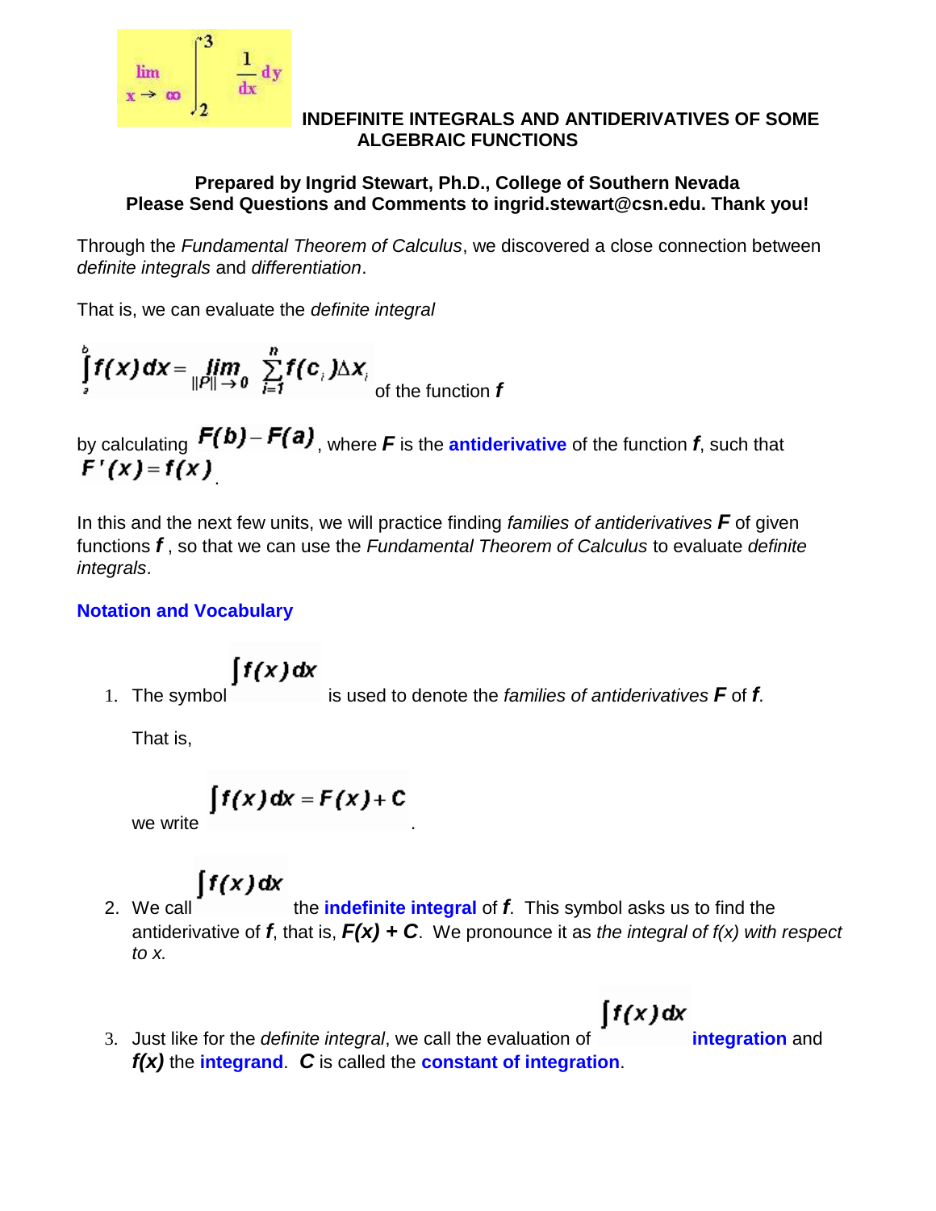$$\lim_{x \to \infty} \int_2^3 \frac{1}{dx} dy$$

# INDEFINITE INTEGRALS AND ANTIDERIVATIVES OF SOME ALGEBRAIC FUNCTIONS

**Prepared by Ingrid Stewart, Ph.D., College of Southern Nevada**
**Please Send Questions and Comments to ingrid.stewart@csn.edu. Thank you!**

Through the *Fundamental Theorem of Calculus*, we discovered a close connection between *definite integrals* and *differentiation*.

That is, we can evaluate the *definite integral*

$$\int_a^b f(x)\,dx = \lim_{\|P\| \to 0} \sum_{i=1}^{n} f(c_i)\Delta x_i$$ of the function $f$

by calculating $F(b) - F(a)$, where $F$ is the **antiderivative** of the function $f$, such that $F'(x) = f(x)$.

In this and the next few units, we will practice finding *families of antiderivatives* $F$ of given functions $f$, so that we can use the *Fundamental Theorem of Calculus* to evaluate *definite integrals*.

## Notation and Vocabulary

1. The symbol $\int f(x)\,dx$ is used to denote the *families of antiderivatives* $F$ of $f$.

   That is,

   we write $\int f(x)\,dx = F(x) + C$.

2. We call $\int f(x)\,dx$ the **indefinite integral** of $f$. This symbol asks us to find the antiderivative of $f$, that is, $F(x) + C$. We pronounce it as *the integral of f(x) with respect to x.*

3. Just like for the *definite integral*, we call the evaluation of $\int f(x)\,dx$ **integration** and $f(x)$ the **integrand**. $C$ is called the **constant of integration**.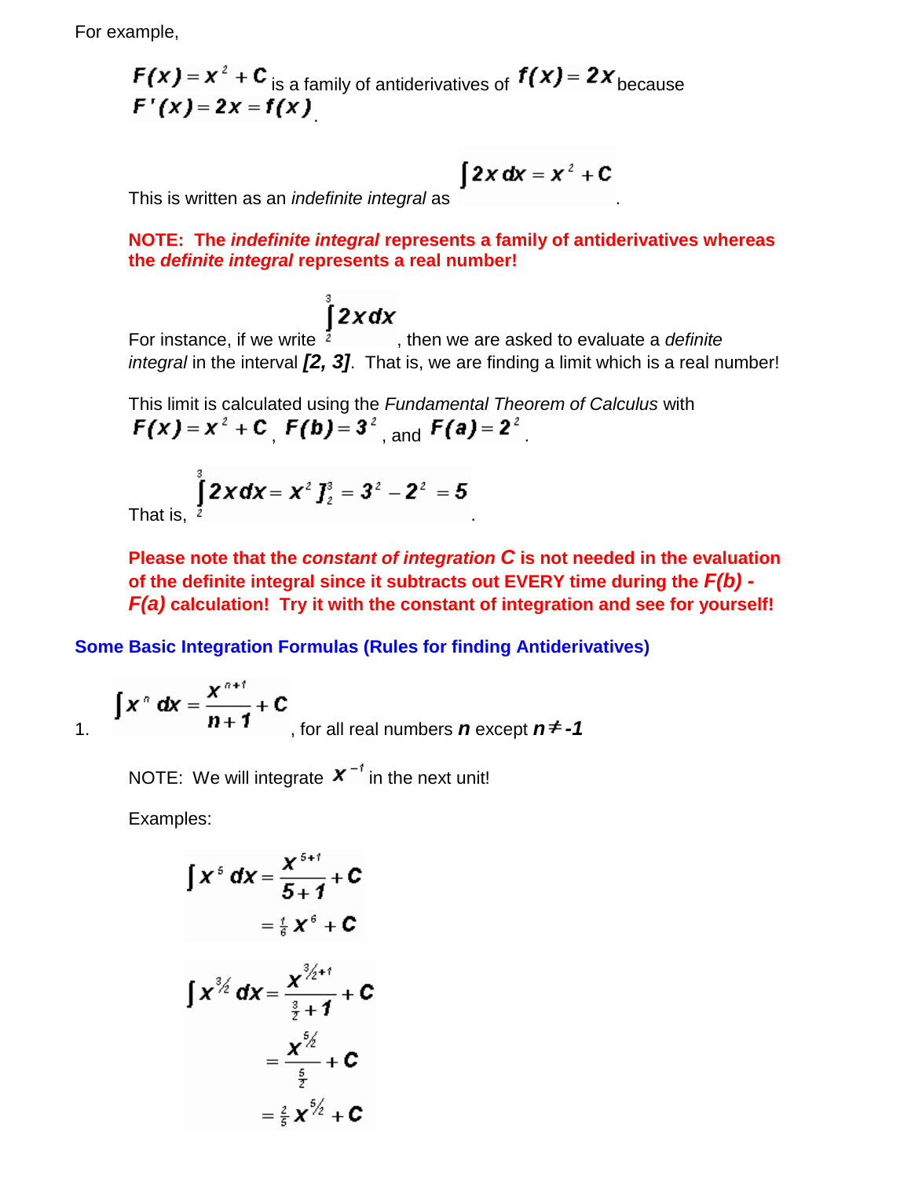For example,

$F(x) = x^2 + C$ is a family of antiderivatives of $f(x) = 2x$ because $F'(x) = 2x = f(x)$.

This is written as an *indefinite integral* as $\int 2x\,dx = x^2 + C$.

**NOTE: The *indefinite integral* represents a family of antiderivatives whereas the *definite integral* represents a real number!**

For instance, if we write $\int_2^3 2x\,dx$, then we are asked to evaluate a *definite integral* in the interval ***[2, 3]***. That is, we are finding a limit which is a real number!

This limit is calculated using the *Fundamental Theorem of Calculus* with $F(x) = x^2 + C$, $F(b) = 3^2$, and $F(a) = 2^2$.

That is, $\int_2^3 2x\,dx = x^2 \Big]_2^3 = 3^2 - 2^2 = 5$.

**Please note that the *constant of integration C* is not needed in the evaluation of the definite integral since it subtracts out EVERY time during the *F(b) - F(a)* calculation! Try it with the constant of integration and see for yourself!**

## Some Basic Integration Formulas (Rules for finding Antiderivatives)

1. $\int x^n\,dx = \dfrac{x^{n+1}}{n+1} + C$, for all real numbers $n$ except $n \neq -1$

   NOTE: We will integrate $x^{-1}$ in the next unit!

   Examples:

$$\int x^5\,dx = \frac{x^{5+1}}{5+1} + C$$
$$= \tfrac{1}{6}x^6 + C$$

$$\int x^{3/2}\,dx = \frac{x^{3/2+1}}{\frac{3}{2}+1} + C$$
$$= \frac{x^{5/2}}{\frac{5}{2}} + C$$
$$= \tfrac{2}{5}x^{5/2} + C$$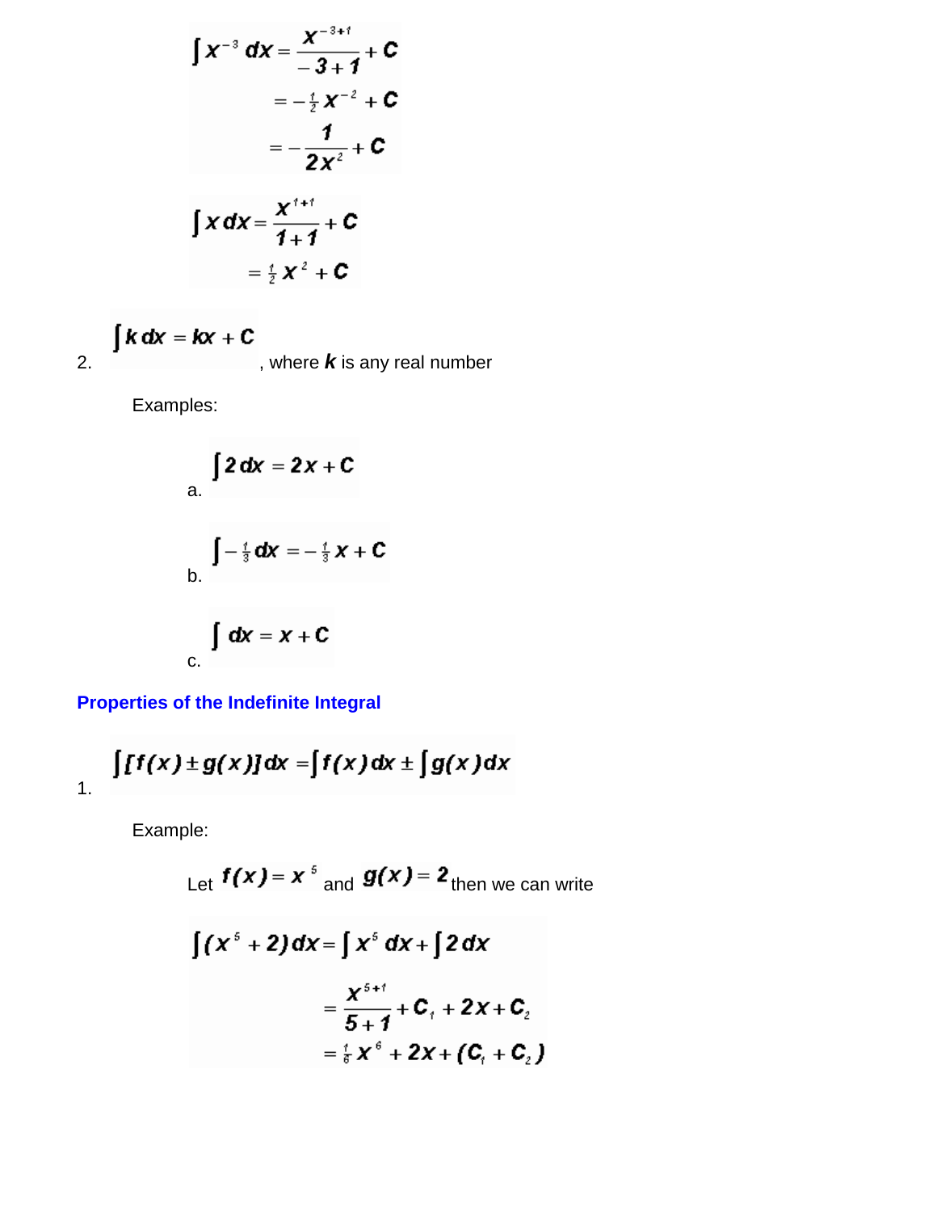$$\int x^{-3}\,dx = \frac{x^{-3+1}}{-3+1} + C$$
$$= -\tfrac{1}{2}x^{-2} + C$$
$$= -\frac{1}{2x^{2}} + C$$

$$\int x\,dx = \frac{x^{1+1}}{1+1} + C$$
$$= \tfrac{1}{2}x^{2} + C$$

2. $\int k\,dx = kx + C$, where $k$ is any real number

   Examples:

   a. $\int 2\,dx = 2x + C$

   b. $\int -\tfrac{1}{3}\,dx = -\tfrac{1}{3}x + C$

   c. $\int dx = x + C$

### Properties of the Indefinite Integral

1. $\int [f(x) \pm g(x)]\,dx = \int f(x)\,dx \pm \int g(x)\,dx$

   Example:

   Let $f(x) = x^{5}$ and $g(x) = 2$ then we can write

$$\int (x^{5} + 2)\,dx = \int x^{5}\,dx + \int 2\,dx$$
$$= \frac{x^{5+1}}{5+1} + C_1 + 2x + C_2$$
$$= \tfrac{1}{6}x^{6} + 2x + (C_1 + C_2)$$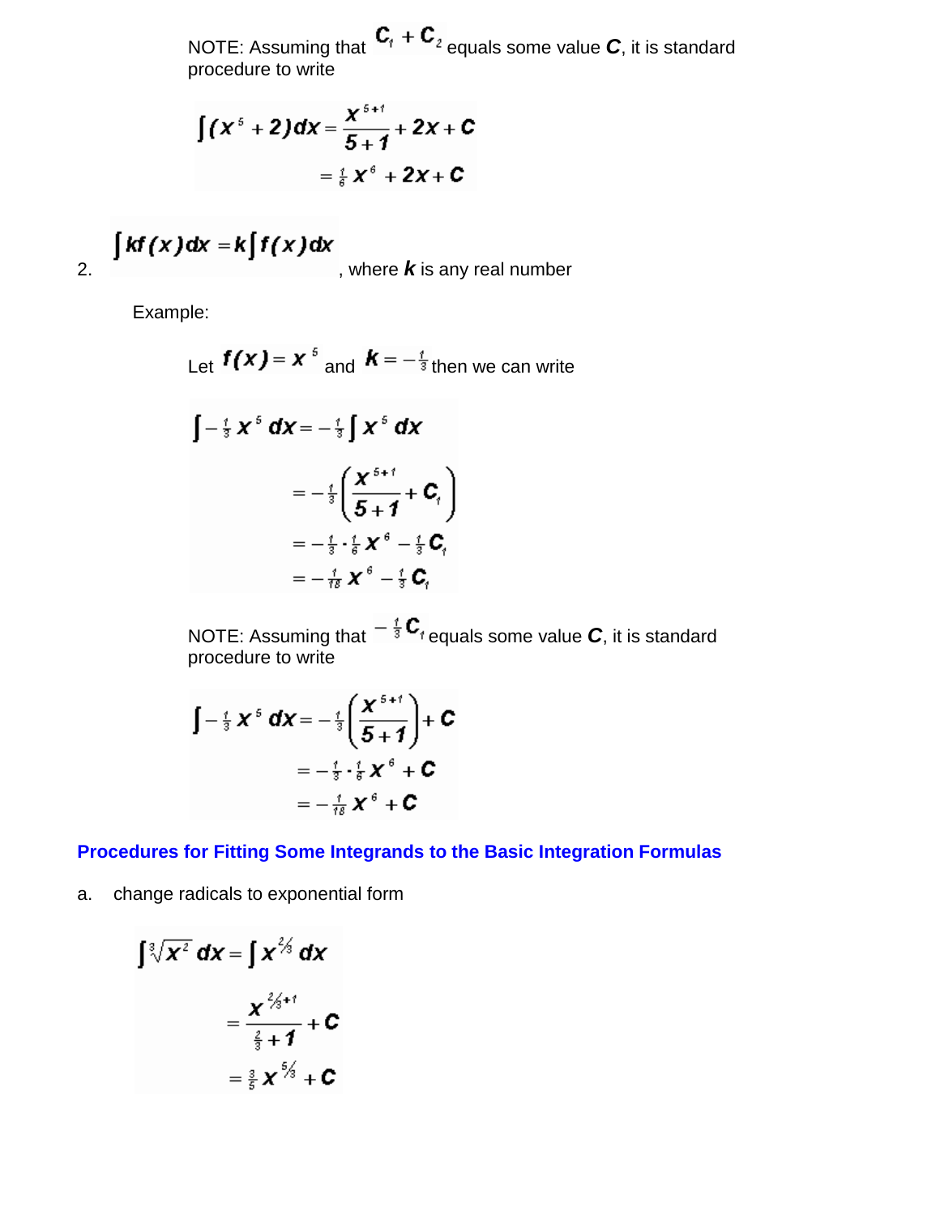NOTE: Assuming that $C_1 + C_2$ equals some value $C$, it is standard procedure to write

$$\int (x^5 + 2)dx = \frac{x^{5+1}}{5+1} + 2x + C$$
$$= \tfrac{1}{6}x^6 + 2x + C$$

2. $\int kf(x)dx = k\int f(x)dx$, where $k$ is any real number

Example:

Let $f(x) = x^5$ and $k = -\frac{1}{3}$ then we can write

$$\int -\tfrac{1}{3}x^5\,dx = -\tfrac{1}{3}\int x^5\,dx$$
$$= -\tfrac{1}{3}\left(\frac{x^{5+1}}{5+1} + C_1\right)$$
$$= -\tfrac{1}{3}\cdot\tfrac{1}{6}x^6 - \tfrac{1}{3}C_1$$
$$= -\tfrac{1}{18}x^6 - \tfrac{1}{3}C_1$$

NOTE: Assuming that $-\frac{1}{3}C_1$ equals some value $C$, it is standard procedure to write

$$\int -\tfrac{1}{3}x^5\,dx = -\tfrac{1}{3}\left(\frac{x^{5+1}}{5+1}\right) + C$$
$$= -\tfrac{1}{3}\cdot\tfrac{1}{6}x^6 + C$$
$$= -\tfrac{1}{18}x^6 + C$$

## Procedures for Fitting Some Integrands to the Basic Integration Formulas

a. change radicals to exponential form

$$\int \sqrt[3]{x^2}\,dx = \int x^{2/3}\,dx$$
$$= \frac{x^{2/3+1}}{\frac{2}{3}+1} + C$$
$$= \tfrac{3}{5}x^{5/3} + C$$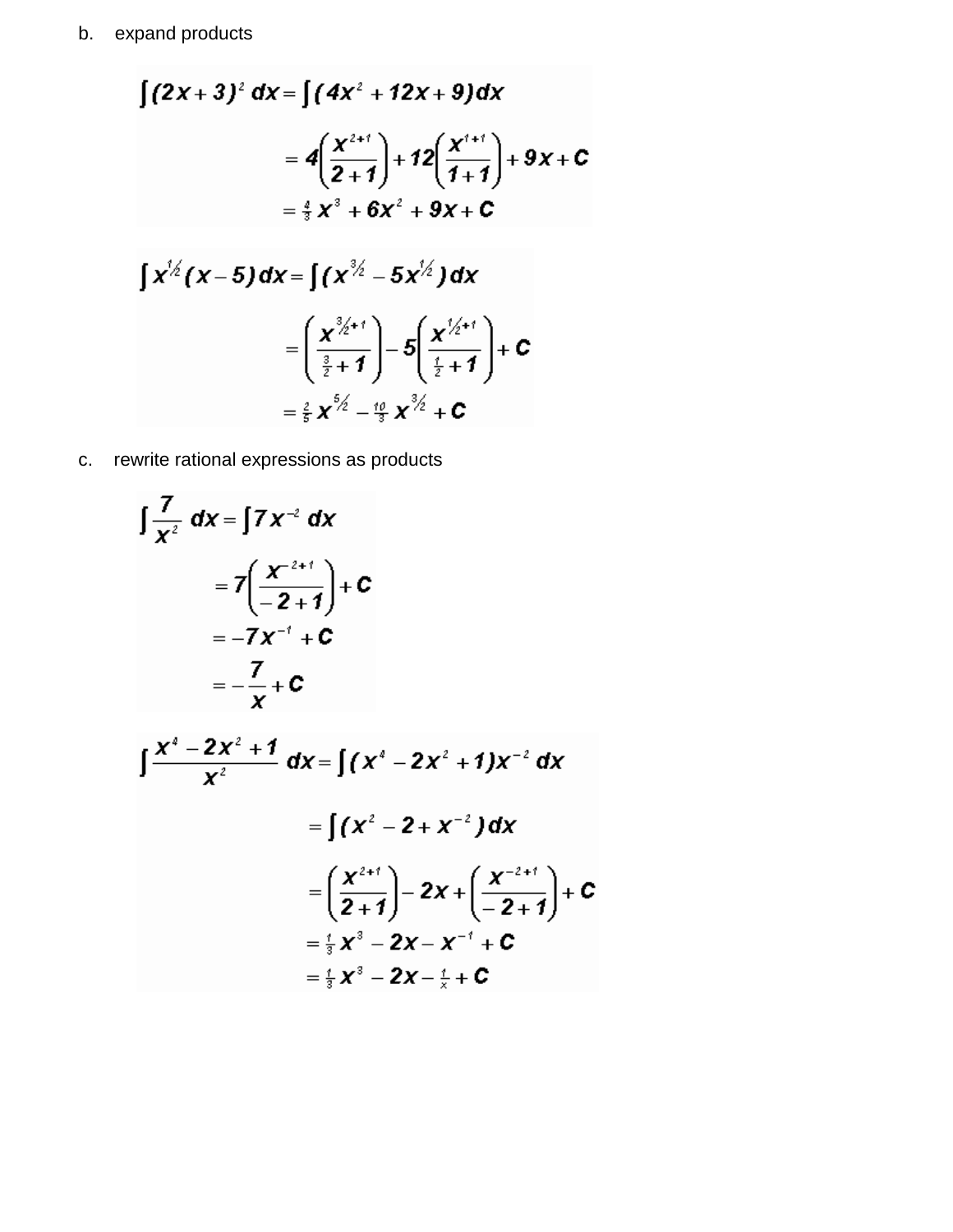b. expand products

$$\int (2x+3)^2\,dx = \int (4x^2 + 12x + 9)dx$$

$$= 4\left(\frac{x^{2+1}}{2+1}\right) + 12\left(\frac{x^{1+1}}{1+1}\right) + 9x + C$$

$$= \tfrac{4}{3}x^3 + 6x^2 + 9x + C$$

$$\int x^{1/2}(x-5)\,dx = \int (x^{3/2} - 5x^{1/2})\,dx$$

$$= \left(\frac{x^{3/2+1}}{\frac{3}{2}+1}\right) - 5\left(\frac{x^{1/2+1}}{\frac{1}{2}+1}\right) + C$$

$$= \tfrac{2}{5}x^{5/2} - \tfrac{10}{3}x^{3/2} + C$$

c. rewrite rational expressions as products

$$\int \frac{7}{x^2}\,dx = \int 7x^{-2}\,dx$$

$$= 7\left(\frac{x^{-2+1}}{-2+1}\right) + C$$

$$= -7x^{-1} + C$$

$$= -\frac{7}{x} + C$$

$$\int \frac{x^4 - 2x^2 + 1}{x^2}\,dx = \int (x^4 - 2x^2 + 1)x^{-2}\,dx$$

$$= \int (x^2 - 2 + x^{-2})\,dx$$

$$= \left(\frac{x^{2+1}}{2+1}\right) - 2x + \left(\frac{x^{-2+1}}{-2+1}\right) + C$$

$$= \tfrac{1}{3}x^3 - 2x - x^{-1} + C$$

$$= \tfrac{1}{3}x^3 - 2x - \tfrac{1}{x} + C$$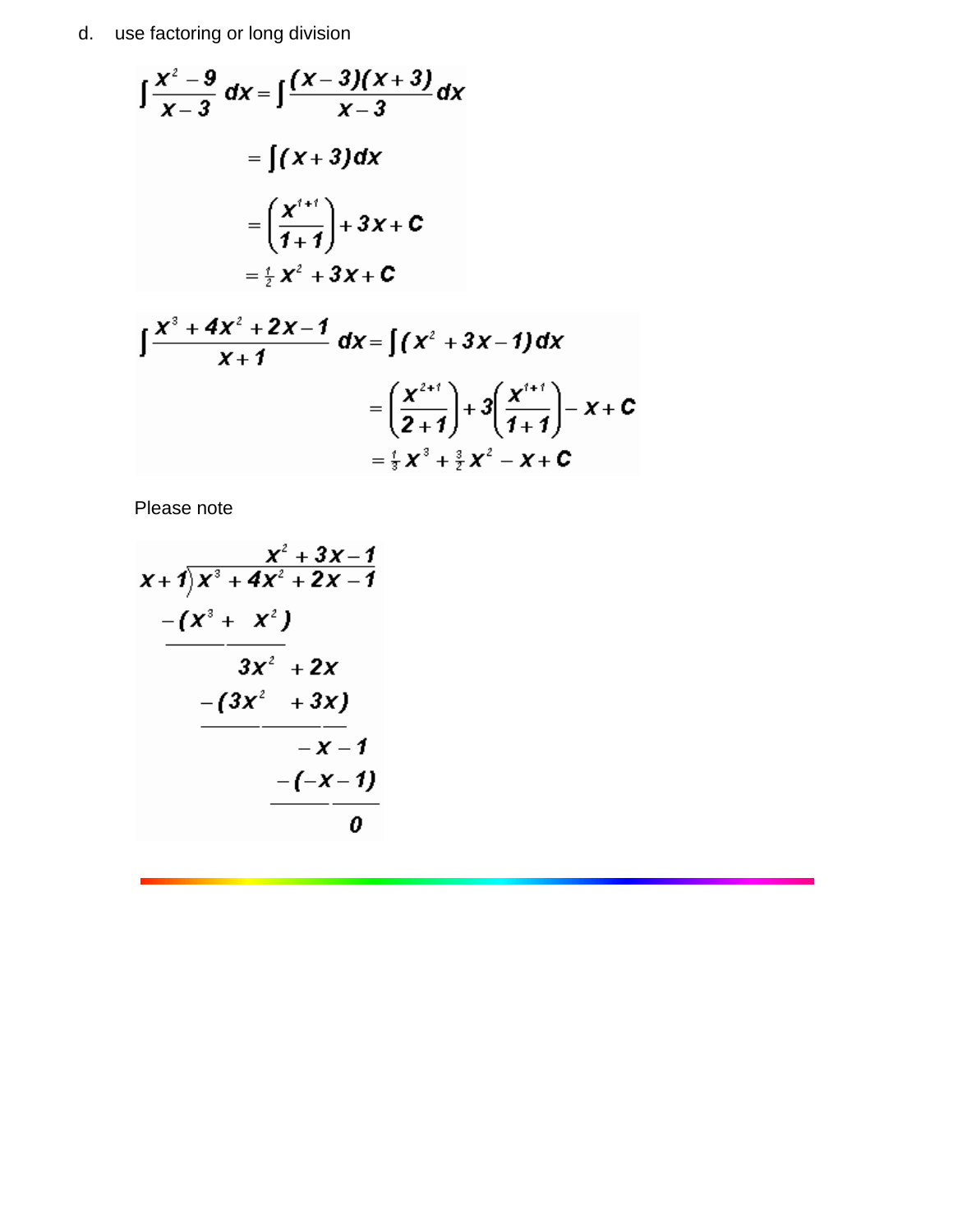d. use factoring or long division

$$\int \frac{x^2 - 9}{x - 3}\, dx = \int \frac{(x-3)(x+3)}{x-3} dx$$

$$= \int (x+3) dx$$

$$= \left(\frac{x^{1+1}}{1+1}\right) + 3x + C$$

$$= \tfrac{1}{2} x^2 + 3x + C$$

$$\int \frac{x^3 + 4x^2 + 2x - 1}{x+1}\, dx = \int (x^2 + 3x - 1) dx$$

$$= \left(\frac{x^{2+1}}{2+1}\right) + 3\left(\frac{x^{1+1}}{1+1}\right) - x + C$$

$$= \tfrac{1}{3} x^3 + \tfrac{3}{2} x^2 - x + C$$

Please note

$$
\begin{array}{r|l}
 & x^2 + 3x - 1 \\
x+1 & x^3 + 4x^2 + 2x - 1 \\
 & -(x^3 + x^2) \\
\hline
 & 3x^2 + 2x \\
 & -(3x^2 + 3x) \\
\hline
 & -x - 1 \\
 & -(-x - 1) \\
\hline
 & 0
\end{array}
$$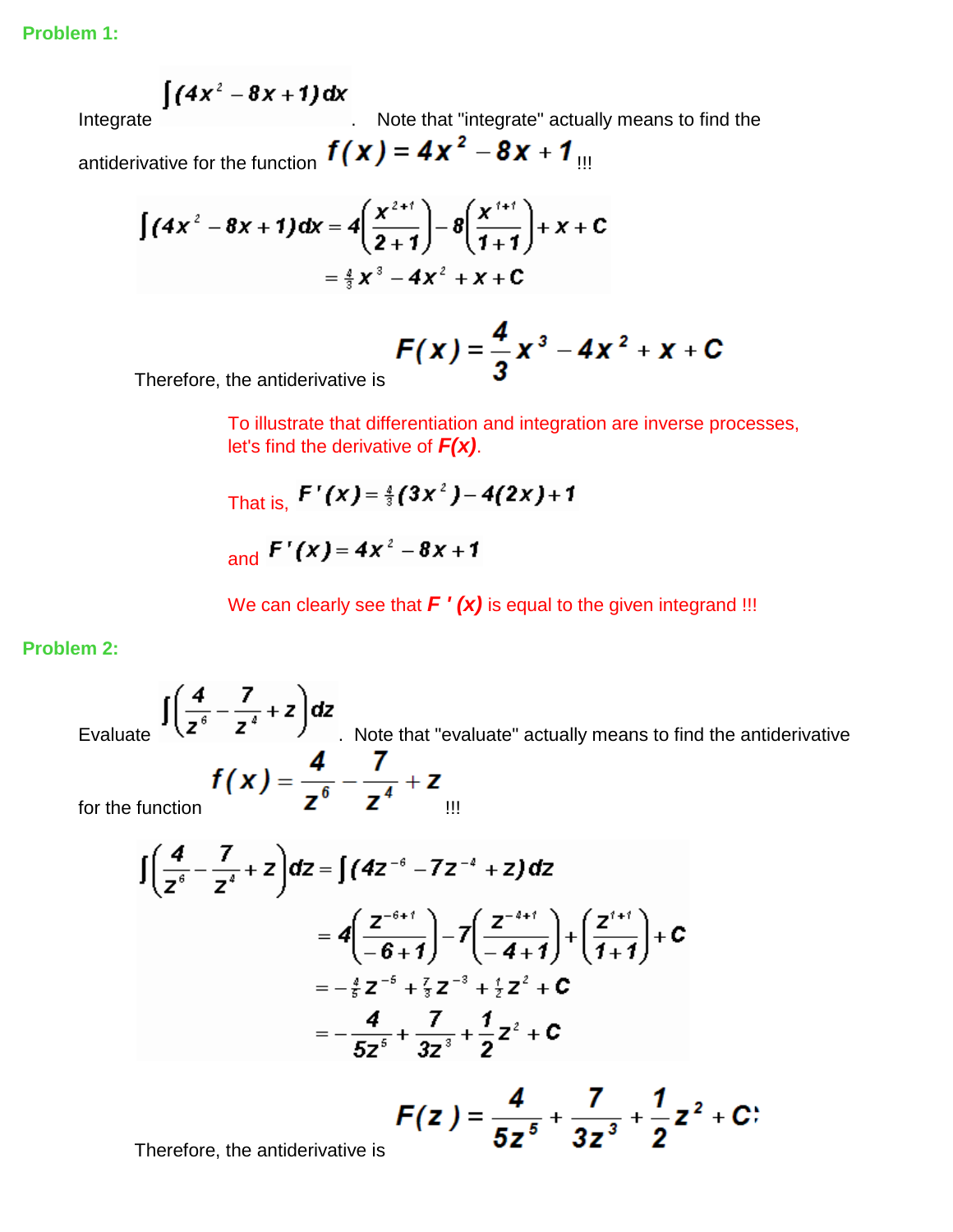**Problem 1:**

Integrate $\int (4x^2 - 8x + 1)\,dx$. Note that "integrate" actually means to find the antiderivative for the function $f(x) = 4x^2 - 8x + 1$ !!!

$$\int (4x^2 - 8x + 1)\,dx = 4\left(\frac{x^{2+1}}{2+1}\right) - 8\left(\frac{x^{1+1}}{1+1}\right) + x + C$$
$$= \tfrac{4}{3}x^3 - 4x^2 + x + C$$

Therefore, the antiderivative is $F(x) = \dfrac{4}{3}x^3 - 4x^2 + x + C$

To illustrate that differentiation and integration are inverse processes, let's find the derivative of ***F(x)***.

That is, $F'(x) = \tfrac{4}{3}(3x^2) - 4(2x) + 1$

and $F'(x) = 4x^2 - 8x + 1$

We can clearly see that ***F ' (x)*** is equal to the given integrand !!!

**Problem 2:**

Evaluate $\int \left(\frac{4}{z^6} - \frac{7}{z^4} + z\right)dz$. Note that "evaluate" actually means to find the antiderivative for the function $f(x) = \dfrac{4}{z^6} - \dfrac{7}{z^4} + z$ !!!

$$\int \left(\frac{4}{z^6} - \frac{7}{z^4} + z\right)dz = \int (4z^{-6} - 7z^{-4} + z)\,dz$$
$$= 4\left(\frac{z^{-6+1}}{-6+1}\right) - 7\left(\frac{z^{-4+1}}{-4+1}\right) + \left(\frac{z^{1+1}}{1+1}\right) + C$$
$$= -\tfrac{4}{5}z^{-5} + \tfrac{7}{3}z^{-3} + \tfrac{1}{2}z^2 + C$$
$$= -\frac{4}{5z^5} + \frac{7}{3z^3} + \frac{1}{2}z^2 + C$$

Therefore, the antiderivative is $F(z) = \dfrac{4}{5z^5} + \dfrac{7}{3z^3} + \dfrac{1}{2}z^2 + C$: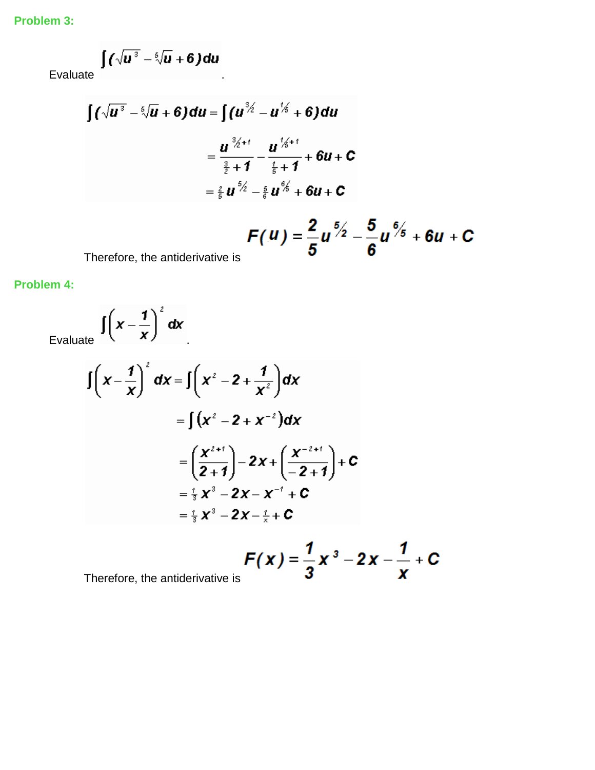**Problem 3:**

Evaluate $\int (\sqrt{u^3} - \sqrt[5]{u} + 6)\,du$.

$$\begin{aligned}
\int (\sqrt{u^3} - \sqrt[5]{u} + 6)\,du &= \int (u^{3/2} - u^{1/5} + 6)\,du \\
&= \frac{u^{3/2+1}}{\frac{3}{2}+1} - \frac{u^{1/5+1}}{\frac{1}{5}+1} + 6u + C \\
&= \tfrac{2}{5}u^{5/2} - \tfrac{5}{6}u^{6/5} + 6u + C
\end{aligned}$$

Therefore, the antiderivative is $F(u) = \dfrac{2}{5}u^{5/2} - \dfrac{5}{6}u^{6/5} + 6u + C$

**Problem 4:**

Evaluate $\int \left(x - \frac{1}{x}\right)^2 dx$.

$$\begin{aligned}
\int \left(x - \frac{1}{x}\right)^2 dx &= \int \left(x^2 - 2 + \frac{1}{x^2}\right)dx \\
&= \int (x^2 - 2 + x^{-2})\,dx \\
&= \left(\frac{x^{2+1}}{2+1}\right) - 2x + \left(\frac{x^{-2+1}}{-2+1}\right) + C \\
&= \tfrac{1}{3}x^3 - 2x - x^{-1} + C \\
&= \tfrac{1}{3}x^3 - 2x - \tfrac{1}{x} + C
\end{aligned}$$

Therefore, the antiderivative is $F(x) = \dfrac{1}{3}x^3 - 2x - \dfrac{1}{x} + C$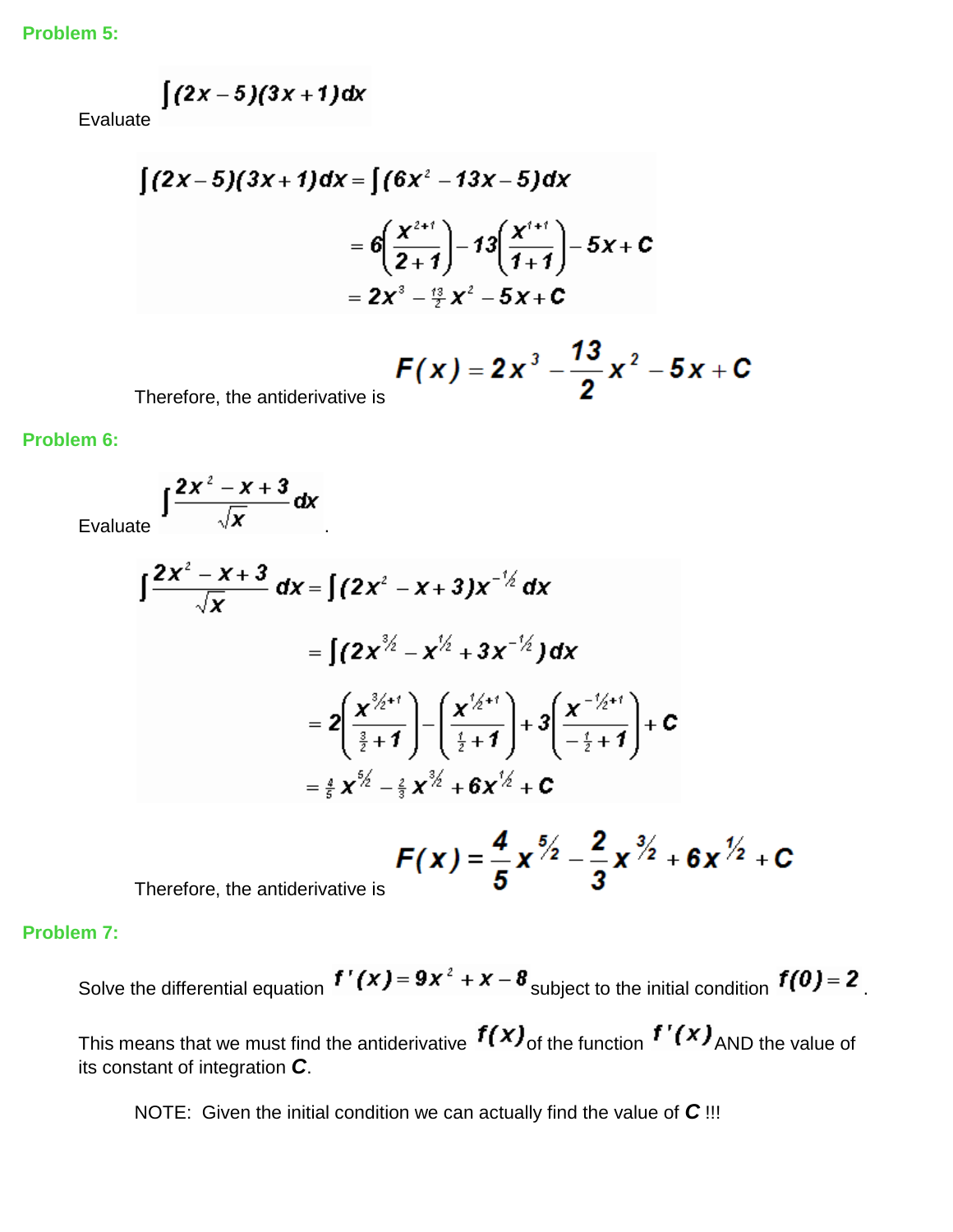**Problem 5:**

Evaluate $\int(2x-5)(3x+1)dx$

$$\int(2x-5)(3x+1)dx = \int(6x^2-13x-5)dx$$

$$= 6\left(\frac{x^{2+1}}{2+1}\right) - 13\left(\frac{x^{1+1}}{1+1}\right) - 5x + C$$

$$= 2x^3 - \tfrac{13}{2}x^2 - 5x + C$$

Therefore, the antiderivative is $F(x) = 2x^3 - \dfrac{13}{2}x^2 - 5x + C$

**Problem 6:**

Evaluate $\int \frac{2x^2-x+3}{\sqrt{x}}dx$.

$$\int \frac{2x^2-x+3}{\sqrt{x}}dx = \int(2x^2-x+3)x^{-1/2}dx$$

$$= \int(2x^{3/2} - x^{1/2} + 3x^{-1/2})dx$$

$$= 2\left(\frac{x^{3/2+1}}{\frac{3}{2}+1}\right) - \left(\frac{x^{1/2+1}}{\frac{1}{2}+1}\right) + 3\left(\frac{x^{-1/2+1}}{-\frac{1}{2}+1}\right) + C$$

$$= \tfrac{4}{5}x^{5/2} - \tfrac{2}{3}x^{3/2} + 6x^{1/2} + C$$

Therefore, the antiderivative is $F(x) = \dfrac{4}{5}x^{5/2} - \dfrac{2}{3}x^{3/2} + 6x^{1/2} + C$

**Problem 7:**

Solve the differential equation $f'(x) = 9x^2 + x - 8$ subject to the initial condition $f(0) = 2$.

This means that we must find the antiderivative $f(x)$ of the function $f'(x)$ AND the value of its constant of integration $C$.

NOTE: Given the initial condition we can actually find the value of $C$ !!!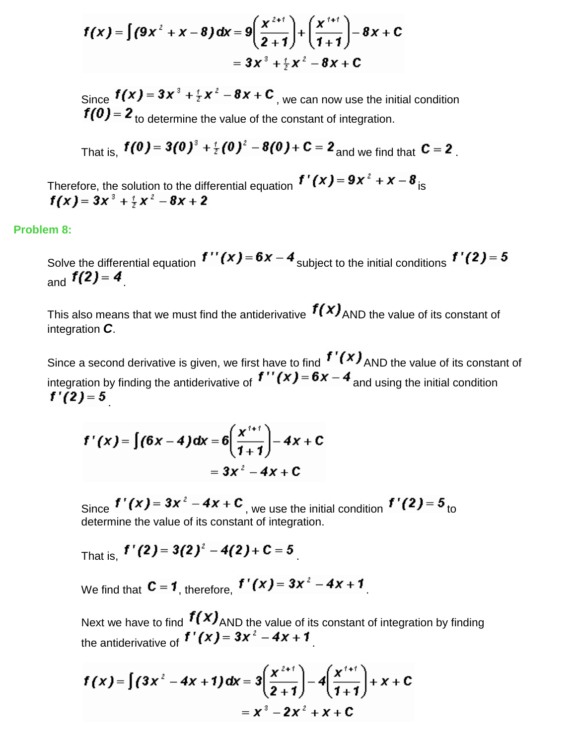$$f(x) = \int (9x^2 + x - 8)\,dx = 9\left(\frac{x^{2+1}}{2+1}\right) + \left(\frac{x^{1+1}}{1+1}\right) - 8x + C$$
$$= 3x^3 + \tfrac{1}{2}x^2 - 8x + C$$

Since $f(x) = 3x^3 + \frac{1}{2}x^2 - 8x + C$, we can now use the initial condition $f(0) = 2$ to determine the value of the constant of integration.

That is, $f(0) = 3(0)^3 + \frac{1}{2}(0)^2 - 8(0) + C = 2$ and we find that $C = 2$.

Therefore, the solution to the differential equation $f'(x) = 9x^2 + x - 8$ is $f(x) = 3x^3 + \frac{1}{2}x^2 - 8x + 2$

**Problem 8:**

Solve the differential equation $f''(x) = 6x - 4$ subject to the initial conditions $f'(2) = 5$ and $f(2) = 4$.

This also means that we must find the antiderivative $f(x)$ AND the value of its constant of integration $C$.

Since a second derivative is given, we first have to find $f'(x)$ AND the value of its constant of integration by finding the antiderivative of $f''(x) = 6x - 4$ and using the initial condition $f'(2) = 5$.

$$f'(x) = \int (6x - 4)\,dx = 6\left(\frac{x^{1+1}}{1+1}\right) - 4x + C$$
$$= 3x^2 - 4x + C$$

Since $f'(x) = 3x^2 - 4x + C$, we use the initial condition $f'(2) = 5$ to determine the value of its constant of integration.

That is, $f'(2) = 3(2)^2 - 4(2) + C = 5$.

We find that $C = 1$, therefore, $f'(x) = 3x^2 - 4x + 1$.

Next we have to find $f(x)$ AND the value of its constant of integration by finding the antiderivative of $f'(x) = 3x^2 - 4x + 1$.

$$f(x) = \int (3x^2 - 4x + 1)\,dx = 3\left(\frac{x^{2+1}}{2+1}\right) - 4\left(\frac{x^{1+1}}{1+1}\right) + x + C$$
$$= x^3 - 2x^2 + x + C$$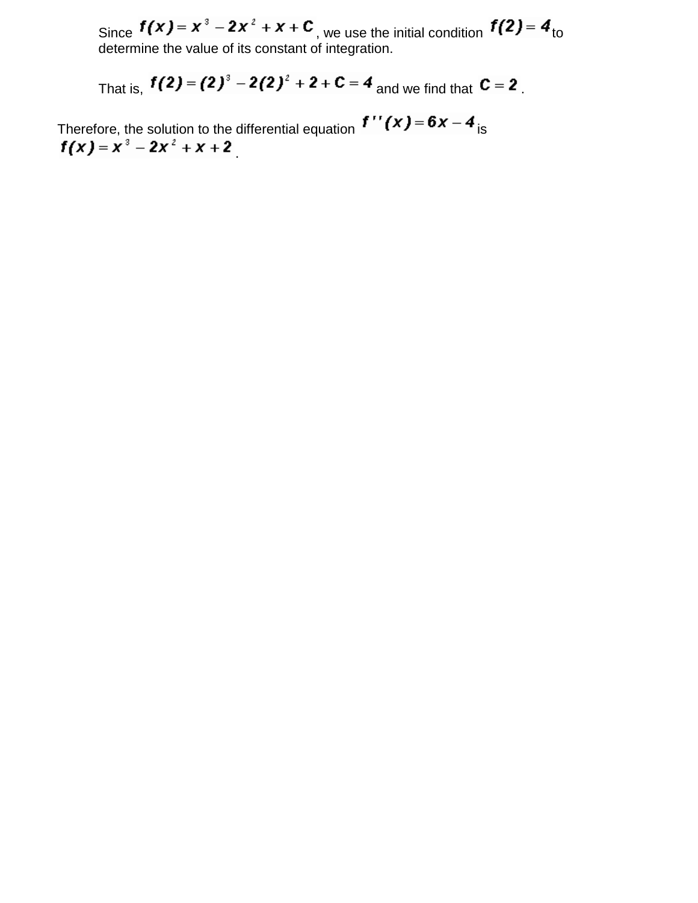Since $f(x) = x^3 - 2x^2 + x + C$, we use the initial condition $f(2) = 4$ to determine the value of its constant of integration.

That is, $f(2) = (2)^3 - 2(2)^2 + 2 + C = 4$ and we find that $C = 2$.

Therefore, the solution to the differential equation $f''(x) = 6x - 4$ is $f(x) = x^3 - 2x^2 + x + 2$.